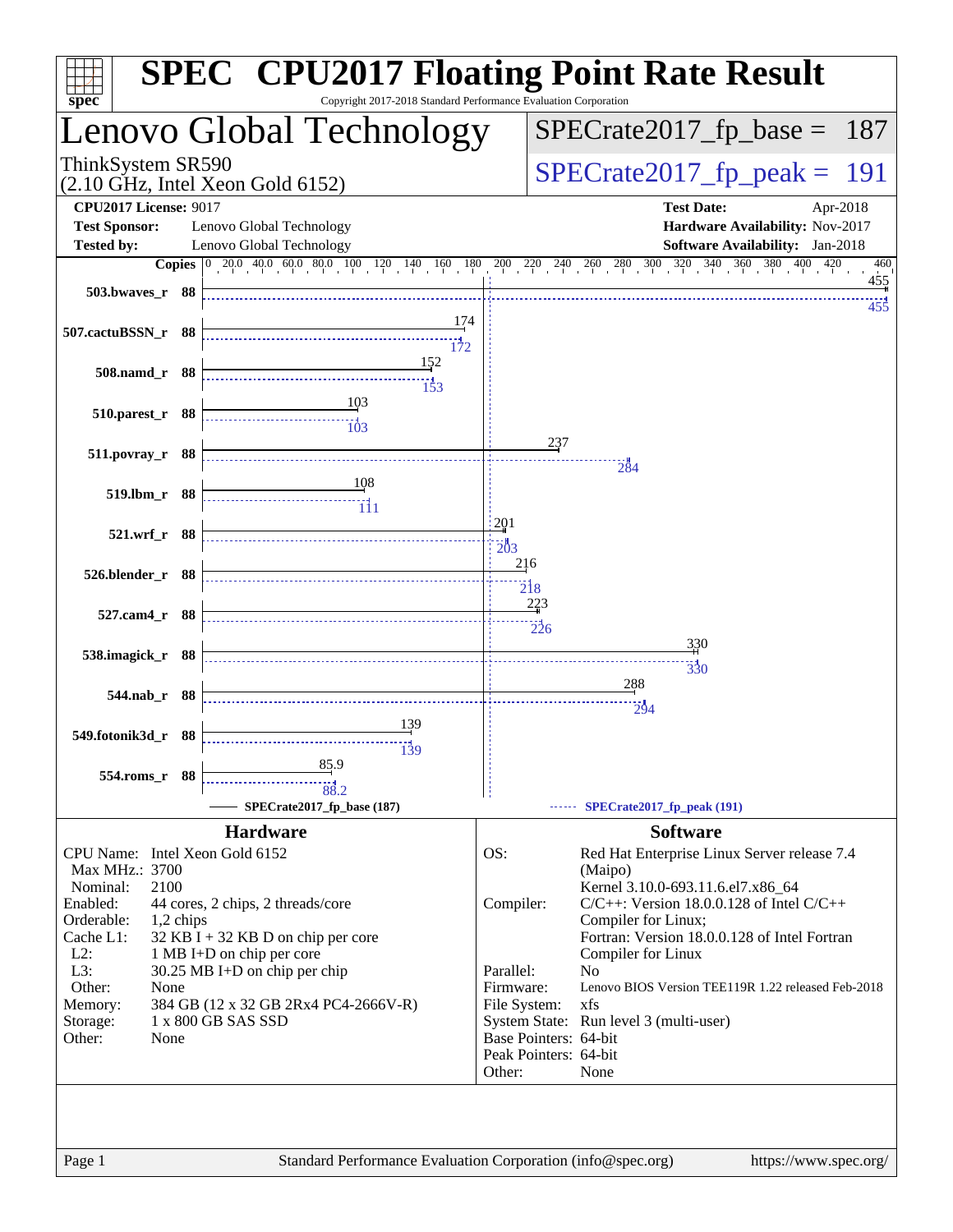# SPEC CPU2017 Floating Point Rate Result

Copyright 2017-2018 Standard Performance Evaluation Corporation

## Lenovo Global Technology

ThinkSystem SR590
(2.10 GHz, Intel Xeon Gold 6152)

SPECrate2017_fp_base = 187

SPECrate2017_fp_peak = 191

| | | | |
|---|---|---|---|
| **CPU2017 License:** | 9017 | **Test Date:** | Apr-2018 |
| **Test Sponsor:** | Lenovo Global Technology | **Hardware Availability:** | Nov-2017 |
| **Tested by:** | Lenovo Global Technology | **Software Availability:** | Jan-2018 |

| Benchmark | Copies | Base | Peak |
|---|---|---|---|
| 503.bwaves_r | 88 | 455 | 455 |
| 507.cactuBSSN_r | 88 | 174 | 172 |
| 508.namd_r | 88 | 152 | 153 |
| 510.parest_r | 88 | 103 | 103 |
| 511.povray_r | 88 | 237 | 284 |
| 519.lbm_r | 88 | 108 | 111 |
| 521.wrf_r | 88 | 201 | 203 |
| 526.blender_r | 88 | 216 | 218 |
| 527.cam4_r | 88 | 223 | 226 |
| 538.imagick_r | 88 | 330 | 330 |
| 544.nab_r | 88 | 288 | 294 |
| 549.fotonik3d_r | 88 | 139 | 139 |
| 554.roms_r | 88 | 85.9 | 88.2 |

SPECrate2017_fp_base (187) — SPECrate2017_fp_peak (191)

### Hardware

| | |
|---|---|
| CPU Name: | Intel Xeon Gold 6152 |
| Max MHz.: | 3700 |
| Nominal: | 2100 |
| Enabled: | 44 cores, 2 chips, 2 threads/core |
| Orderable: | 1,2 chips |
| Cache L1: | 32 KB I + 32 KB D on chip per core |
| L2: | 1 MB I+D on chip per core |
| L3: | 30.25 MB I+D on chip per chip |
| Other: | None |
| Memory: | 384 GB (12 x 32 GB 2Rx4 PC4-2666V-R) |
| Storage: | 1 x 800 GB SAS SSD |
| Other: | None |

### Software

| | |
|---|---|
| OS: | Red Hat Enterprise Linux Server release 7.4 (Maipo) Kernel 3.10.0-693.11.6.el7.x86_64 |
| Compiler: | C/C++: Version 18.0.0.128 of Intel C/C++ Compiler for Linux; Fortran: Version 18.0.0.128 of Intel Fortran Compiler for Linux |
| Parallel: | No |
| Firmware: | Lenovo BIOS Version TEE119R 1.22 released Feb-2018 |
| File System: | xfs |
| System State: | Run level 3 (multi-user) |
| Base Pointers: | 64-bit |
| Peak Pointers: | 64-bit |
| Other: | None |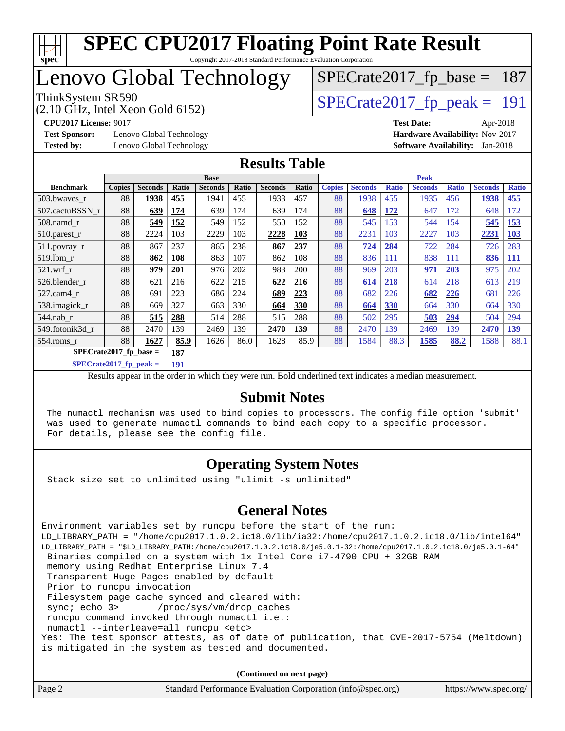# SPEC CPU2017 Floating Point Rate Result

Copyright 2017-2018 Standard Performance Evaluation Corporation

# Lenovo Global Technology

ThinkSystem SR590
(2.10 GHz, Intel Xeon Gold 6152)

SPECrate2017_fp_base = 187

SPECrate2017_fp_peak = 191

**CPU2017 License:** 9017
**Test Sponsor:** Lenovo Global Technology
**Tested by:** Lenovo Global Technology

**Test Date:** Apr-2018
**Hardware Availability:** Nov-2017
**Software Availability:** Jan-2018

## Results Table

| Benchmark | Base | | | | | | | Peak | | | | | | |
|---|---|---|---|---|---|---|---|---|---|---|---|---|---|---|
| | Copies | Seconds | Ratio | Seconds | Ratio | Seconds | Ratio | Copies | Seconds | Ratio | Seconds | Ratio | Seconds | Ratio |
| 503.bwaves_r | 88 | **1938** | **455** | 1941 | 455 | 1933 | 457 | 88 | 1938 | 455 | 1935 | 456 | **1938** | **455** |
| 507.cactuBSSN_r | 88 | **639** | **174** | 639 | 174 | 639 | 174 | 88 | **648** | **172** | 647 | 172 | 648 | 172 |
| 508.namd_r | 88 | **549** | **152** | 549 | 152 | 550 | 152 | 88 | 545 | 153 | 544 | 154 | **545** | **153** |
| 510.parest_r | 88 | 2224 | 103 | 2229 | 103 | **2228** | **103** | 88 | 2231 | 103 | 2227 | 103 | **2231** | **103** |
| 511.povray_r | 88 | 867 | 237 | 865 | 238 | **867** | **237** | 88 | **724** | **284** | 722 | 284 | 726 | 283 |
| 519.lbm_r | 88 | **862** | **108** | 863 | 107 | 862 | 108 | 88 | 836 | 111 | 838 | 111 | **836** | **111** |
| 521.wrf_r | 88 | **979** | **201** | 976 | 202 | 983 | 200 | 88 | 969 | 203 | **971** | **203** | 975 | 202 |
| 526.blender_r | 88 | 621 | 216 | 622 | 215 | **622** | **216** | 88 | **614** | **218** | 614 | 218 | 613 | 219 |
| 527.cam4_r | 88 | 691 | 223 | 686 | 224 | **689** | **223** | 88 | 682 | 226 | **682** | **226** | 681 | 226 |
| 538.imagick_r | 88 | 669 | 327 | 663 | 330 | **664** | **330** | 88 | **664** | **330** | 664 | 330 | 664 | 330 |
| 544.nab_r | 88 | **515** | **288** | 514 | 288 | 515 | 288 | 88 | 502 | 295 | **503** | **294** | 504 | 294 |
| 549.fotonik3d_r | 88 | 2470 | 139 | 2469 | 139 | **2470** | **139** | 88 | 2470 | 139 | 2469 | 139 | **2470** | **139** |
| 554.roms_r | 88 | **1627** | **85.9** | 1626 | 86.0 | 1628 | 85.9 | 88 | 1584 | 88.3 | **1585** | **88.2** | 1588 | 88.1 |

**SPECrate2017_fp_base = 187**

**SPECrate2017_fp_peak = 191**

Results appear in the order in which they were run. Bold underlined text indicates a median measurement.

## Submit Notes

```
The numactl mechanism was used to bind copies to processors. The config file option 'submit'
was used to generate numactl commands to bind each copy to a specific processor.
For details, please see the config file.
```

## Operating System Notes

```
Stack size set to unlimited using "ulimit -s unlimited"
```

## General Notes

```
Environment variables set by runcpu before the start of the run:
LD_LIBRARY_PATH = "/home/cpu2017.1.0.2.ic18.0/lib/ia32:/home/cpu2017.1.0.2.ic18.0/lib/intel64"
LD_LIBRARY_PATH = "$LD_LIBRARY_PATH:/home/cpu2017.1.0.2.ic18.0/je5.0.1-32:/home/cpu2017.1.0.2.ic18.0/je5.0.1-64"
 Binaries compiled on a system with 1x Intel Core i7-4790 CPU + 32GB RAM
 memory using Redhat Enterprise Linux 7.4
 Transparent Huge Pages enabled by default
 Prior to runcpu invocation
 Filesystem page cache synced and cleared with:
 sync; echo 3>       /proc/sys/vm/drop_caches
 runcpu command invoked through numactl i.e.:
 numactl --interleave=all runcpu <etc>
Yes: The test sponsor attests, as of date of publication, that CVE-2017-5754 (Meltdown)
is mitigated in the system as tested and documented.
```

**(Continued on next page)**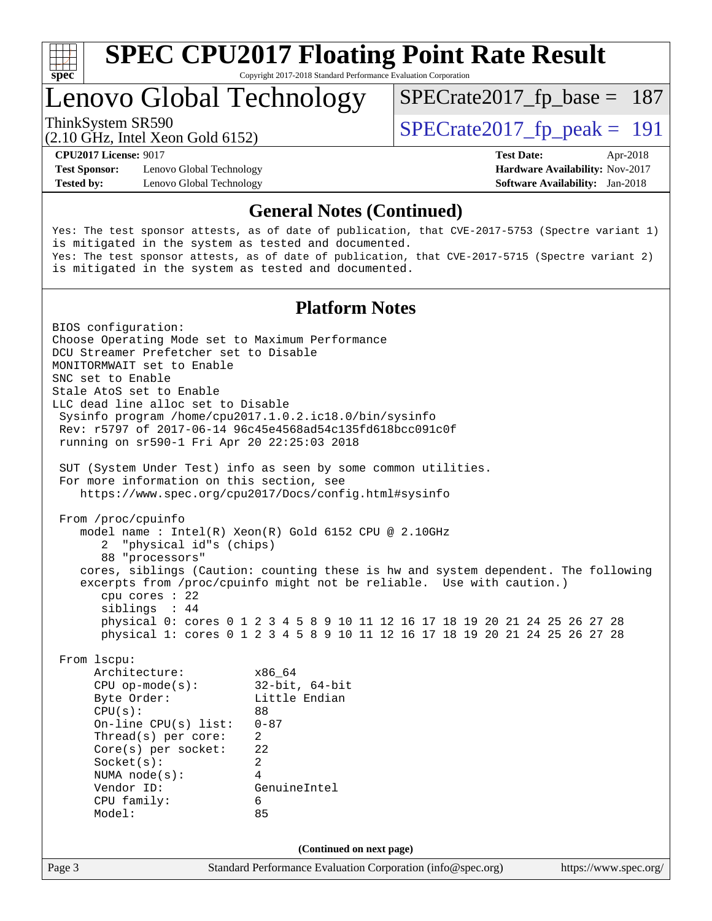# SPEC CPU2017 Floating Point Rate Result

Copyright 2017-2018 Standard Performance Evaluation Corporation

## Lenovo Global Technology

ThinkSystem SR590
(2.10 GHz, Intel Xeon Gold 6152)

SPECrate2017_fp_base = 187

SPECrate2017_fp_peak = 191

**CPU2017 License:** 9017
**Test Sponsor:** Lenovo Global Technology
**Tested by:** Lenovo Global Technology

**Test Date:** Apr-2018
**Hardware Availability:** Nov-2017
**Software Availability:** Jan-2018

### General Notes (Continued)

```
Yes: The test sponsor attests, as of date of publication, that CVE-2017-5753 (Spectre variant 1)
is mitigated in the system as tested and documented.
Yes: The test sponsor attests, as of date of publication, that CVE-2017-5715 (Spectre variant 2)
is mitigated in the system as tested and documented.
```

### Platform Notes

```
BIOS configuration:
Choose Operating Mode set to Maximum Performance
DCU Streamer Prefetcher set to Disable
MONITORMWAIT set to Enable
SNC set to Enable
Stale AtoS set to Enable
LLC dead line alloc set to Disable
 Sysinfo program /home/cpu2017.1.0.2.ic18.0/bin/sysinfo
 Rev: r5797 of 2017-06-14 96c45e4568ad54c135fd618bcc091c0f
 running on sr590-1 Fri Apr 20 22:25:03 2018

 SUT (System Under Test) info as seen by some common utilities.
 For more information on this section, see
    https://www.spec.org/cpu2017/Docs/config.html#sysinfo

 From /proc/cpuinfo
    model name : Intel(R) Xeon(R) Gold 6152 CPU @ 2.10GHz
       2  "physical id"s (chips)
       88 "processors"
    cores, siblings (Caution: counting these is hw and system dependent. The following
    excerpts from /proc/cpuinfo might not be reliable.  Use with caution.)
       cpu cores : 22
       siblings  : 44
       physical 0: cores 0 1 2 3 4 5 8 9 10 11 12 16 17 18 19 20 21 24 25 26 27 28
       physical 1: cores 0 1 2 3 4 5 8 9 10 11 12 16 17 18 19 20 21 24 25 26 27 28

 From lscpu:
      Architecture:          x86_64
      CPU op-mode(s):        32-bit, 64-bit
      Byte Order:            Little Endian
      CPU(s):                88
      On-line CPU(s) list:   0-87
      Thread(s) per core:    2
      Core(s) per socket:    22
      Socket(s):             2
      NUMA node(s):          4
      Vendor ID:             GenuineIntel
      CPU family:            6
      Model:                 85
```

(Continued on next page)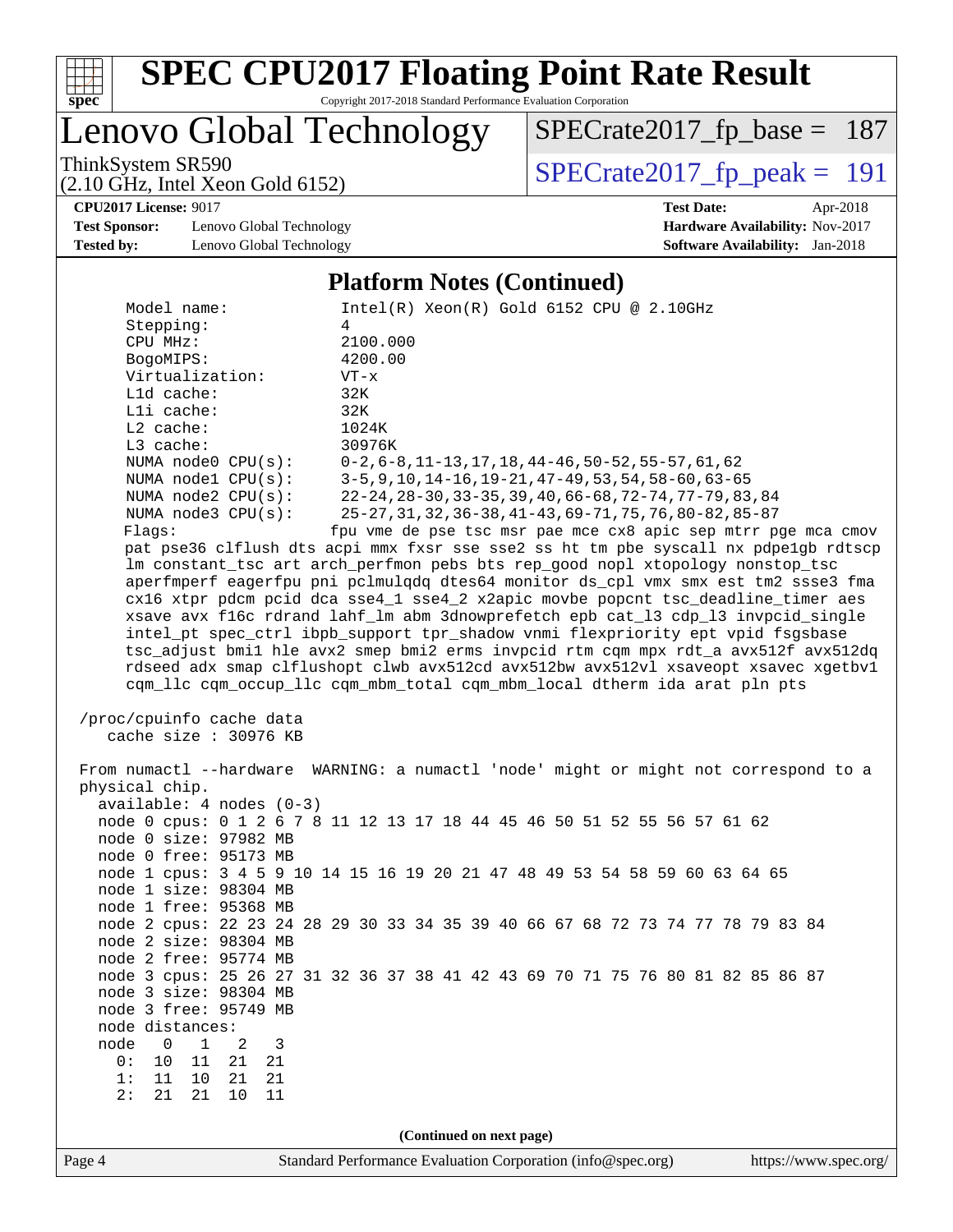## Platform Notes (Continued)

```
     Model name:            Intel(R) Xeon(R) Gold 6152 CPU @ 2.10GHz
     Stepping:              4
     CPU MHz:               2100.000
     BogoMIPS:              4200.00
     Virtualization:        VT-x
     L1d cache:             32K
     L1i cache:             32K
     L2 cache:              1024K
     L3 cache:              30976K
     NUMA node0 CPU(s):     0-2,6-8,11-13,17,18,44-46,50-52,55-57,61,62
     NUMA node1 CPU(s):     3-5,9,10,14-16,19-21,47-49,53,54,58-60,63-65
     NUMA node2 CPU(s):     22-24,28-30,33-35,39,40,66-68,72-74,77-79,83,84
     NUMA node3 CPU(s):     25-27,31,32,36-38,41-43,69-71,75,76,80-82,85-87
     Flags:                 fpu vme de pse tsc msr pae mce cx8 apic sep mtrr pge mca cmov
     pat pse36 clflush dts acpi mmx fxsr sse sse2 ss ht tm pbe syscall nx pdpe1gb rdtscp
     lm constant_tsc art arch_perfmon pebs bts rep_good nopl xtopology nonstop_tsc
     aperfmperf eagerfpu pni pclmulqdq dtes64 monitor ds_cpl vmx smx est tm2 ssse3 fma
     cx16 xtpr pdcm pcid dca sse4_1 sse4_2 x2apic movbe popcnt tsc_deadline_timer aes
     xsave avx f16c rdrand lahf_lm abm 3dnowprefetch epb cat_l3 cdp_l3 invpcid_single
     intel_pt spec_ctrl ibpb_support tpr_shadow vnmi flexpriority ept vpid fsgsbase
     tsc_adjust bmi1 hle avx2 smep bmi2 erms invpcid rtm cqm mpx rdt_a avx512f avx512dq
     rdseed adx smap clflushopt clwb avx512cd avx512bw avx512vl xsaveopt xsavec xgetbv1
     cqm_llc cqm_occup_llc cqm_mbm_total cqm_mbm_local dtherm ida arat pln pts

 /proc/cpuinfo cache data
    cache size : 30976 KB

 From numactl --hardware  WARNING: a numactl 'node' might or might not correspond to a
 physical chip.
   available: 4 nodes (0-3)
   node 0 cpus: 0 1 2 6 7 8 11 12 13 17 18 44 45 46 50 51 52 55 56 57 61 62
   node 0 size: 97982 MB
   node 0 free: 95173 MB
   node 1 cpus: 3 4 5 9 10 14 15 16 19 20 21 47 48 49 53 54 58 59 60 63 64 65
   node 1 size: 98304 MB
   node 1 free: 95368 MB
   node 2 cpus: 22 23 24 28 29 30 33 34 35 39 40 66 67 68 72 73 74 77 78 79 83 84
   node 2 size: 98304 MB
   node 2 free: 95774 MB
   node 3 cpus: 25 26 27 31 32 36 37 38 41 42 43 69 70 71 75 76 80 81 82 85 86 87
   node 3 size: 98304 MB
   node 3 free: 95749 MB
   node distances:
   node   0   1   2   3
     0:  10  11  21  21
     1:  11  10  21  21
     2:  21  21  10  11
```

(Continued on next page)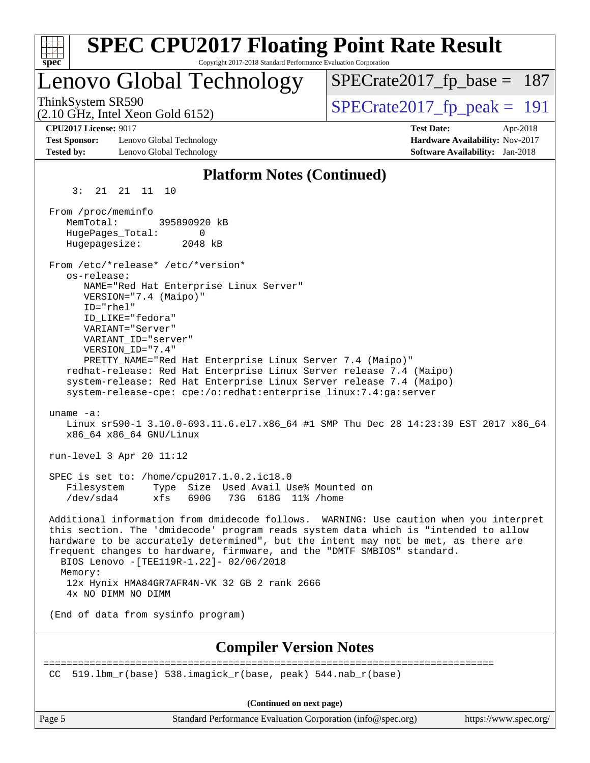# SPEC CPU2017 Floating Point Rate Result

Copyright 2017-2018 Standard Performance Evaluation Corporation

## Lenovo Global Technology

ThinkSystem SR590 (2.10 GHz, Intel Xeon Gold 6152)

SPECrate2017_fp_base = 187

SPECrate2017_fp_peak = 191

**CPU2017 License:** 9017
**Test Sponsor:** Lenovo Global Technology
**Tested by:** Lenovo Global Technology
**Test Date:** Apr-2018
**Hardware Availability:** Nov-2017
**Software Availability:** Jan-2018

### Platform Notes (Continued)

```
     3:  21  21  11  10

  From /proc/meminfo
     MemTotal:       395890920 kB
     HugePages_Total:       0
     Hugepagesize:       2048 kB

  From /etc/*release* /etc/*version*
     os-release:
        NAME="Red Hat Enterprise Linux Server"
        VERSION="7.4 (Maipo)"
        ID="rhel"
        ID_LIKE="fedora"
        VARIANT="Server"
        VARIANT_ID="server"
        VERSION_ID="7.4"
        PRETTY_NAME="Red Hat Enterprise Linux Server 7.4 (Maipo)"
     redhat-release: Red Hat Enterprise Linux Server release 7.4 (Maipo)
     system-release: Red Hat Enterprise Linux Server release 7.4 (Maipo)
     system-release-cpe: cpe:/o:redhat:enterprise_linux:7.4:ga:server

  uname -a:
     Linux sr590-1 3.10.0-693.11.6.el7.x86_64 #1 SMP Thu Dec 28 14:23:39 EST 2017 x86_64
     x86_64 x86_64 GNU/Linux

  run-level 3 Apr 20 11:12

  SPEC is set to: /home/cpu2017.1.0.2.ic18.0
     Filesystem     Type  Size  Used Avail Use% Mounted on
     /dev/sda4      xfs   690G   73G  618G  11% /home

  Additional information from dmidecode follows.  WARNING: Use caution when you interpret
  this section. The 'dmidecode' program reads system data which is "intended to allow
  hardware to be accurately determined", but the intent may not be met, as there are
  frequent changes to hardware, firmware, and the "DMTF SMBIOS" standard.
    BIOS Lenovo -[TEE119R-1.22]- 02/06/2018
    Memory:
     12x Hynix HMA84GR7AFR4N-VK 32 GB 2 rank 2666
     4x NO DIMM NO DIMM

  (End of data from sysinfo program)
```

### Compiler Version Notes

```
==============================================================================
 CC  519.lbm_r(base) 538.imagick_r(base, peak) 544.nab_r(base)
```

(Continued on next page)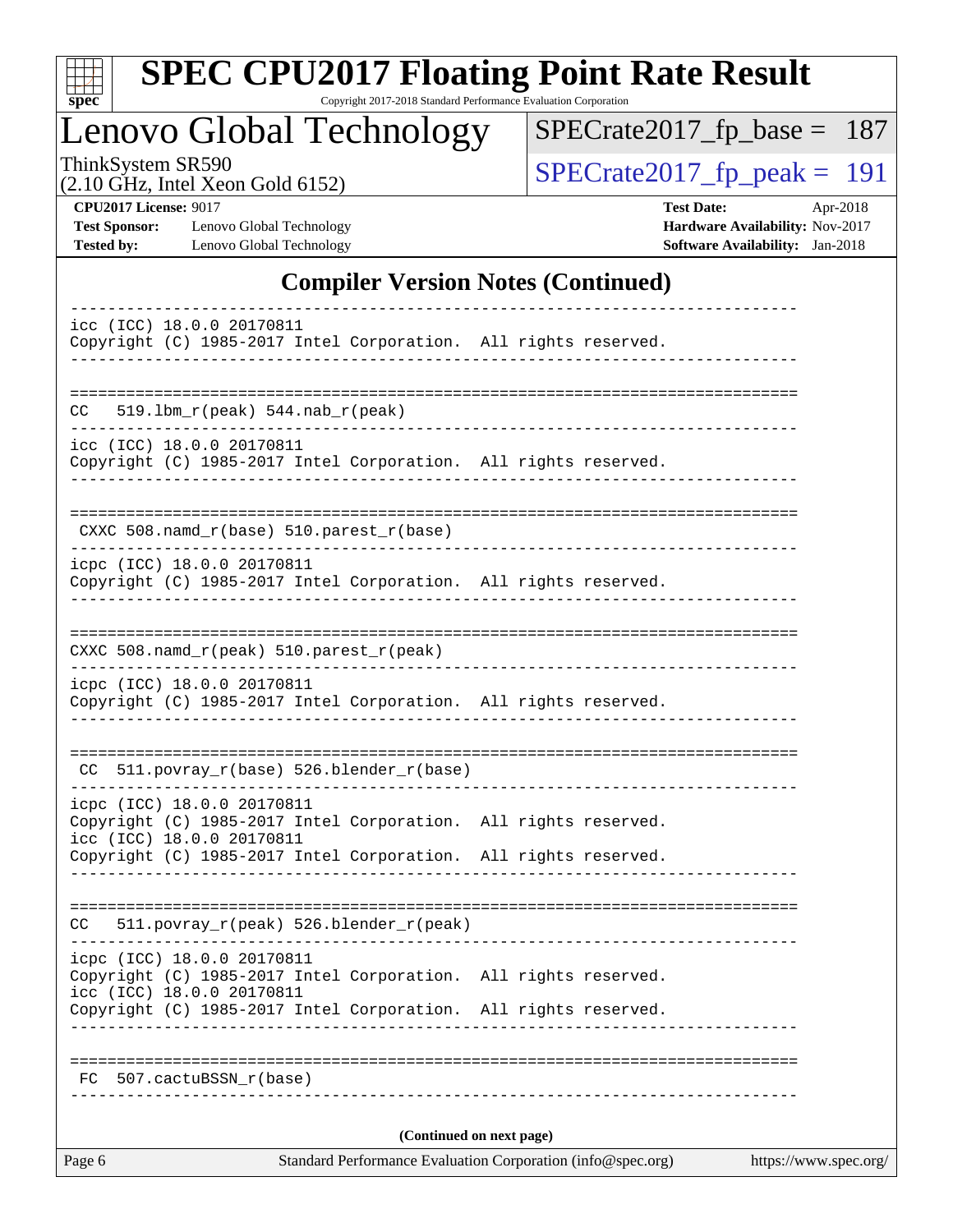## Compiler Version Notes (Continued)

```
------------------------------------------------------------------------------
icc (ICC) 18.0.0 20170811
Copyright (C) 1985-2017 Intel Corporation.  All rights reserved.
------------------------------------------------------------------------------

==============================================================================
CC   519.lbm_r(peak) 544.nab_r(peak)
------------------------------------------------------------------------------
icc (ICC) 18.0.0 20170811
Copyright (C) 1985-2017 Intel Corporation.  All rights reserved.
------------------------------------------------------------------------------

==============================================================================
 CXXC 508.namd_r(base) 510.parest_r(base)
------------------------------------------------------------------------------
icpc (ICC) 18.0.0 20170811
Copyright (C) 1985-2017 Intel Corporation.  All rights reserved.
------------------------------------------------------------------------------

==============================================================================
CXXC 508.namd_r(peak) 510.parest_r(peak)
------------------------------------------------------------------------------
icpc (ICC) 18.0.0 20170811
Copyright (C) 1985-2017 Intel Corporation.  All rights reserved.
------------------------------------------------------------------------------

==============================================================================
 CC  511.povray_r(base) 526.blender_r(base)
------------------------------------------------------------------------------
icpc (ICC) 18.0.0 20170811
Copyright (C) 1985-2017 Intel Corporation.  All rights reserved.
icc (ICC) 18.0.0 20170811
Copyright (C) 1985-2017 Intel Corporation.  All rights reserved.
------------------------------------------------------------------------------

==============================================================================
CC   511.povray_r(peak) 526.blender_r(peak)
------------------------------------------------------------------------------
icpc (ICC) 18.0.0 20170811
Copyright (C) 1985-2017 Intel Corporation.  All rights reserved.
icc (ICC) 18.0.0 20170811
Copyright (C) 1985-2017 Intel Corporation.  All rights reserved.
------------------------------------------------------------------------------

==============================================================================
 FC  507.cactuBSSN_r(base)
------------------------------------------------------------------------------
```

**(Continued on next page)**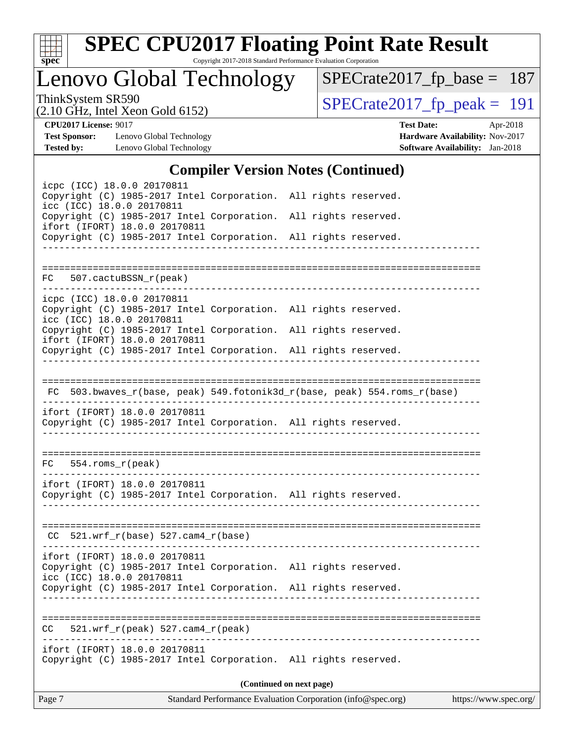## Compiler Version Notes (Continued)

```
icpc (ICC) 18.0.0 20170811
Copyright (C) 1985-2017 Intel Corporation.  All rights reserved.
icc (ICC) 18.0.0 20170811
Copyright (C) 1985-2017 Intel Corporation.  All rights reserved.
ifort (IFORT) 18.0.0 20170811
Copyright (C) 1985-2017 Intel Corporation.  All rights reserved.
------------------------------------------------------------------------------

==============================================================================
FC   507.cactuBSSN_r(peak)
------------------------------------------------------------------------------
icpc (ICC) 18.0.0 20170811
Copyright (C) 1985-2017 Intel Corporation.  All rights reserved.
icc (ICC) 18.0.0 20170811
Copyright (C) 1985-2017 Intel Corporation.  All rights reserved.
ifort (IFORT) 18.0.0 20170811
Copyright (C) 1985-2017 Intel Corporation.  All rights reserved.
------------------------------------------------------------------------------

==============================================================================
 FC  503.bwaves_r(base, peak) 549.fotonik3d_r(base, peak) 554.roms_r(base)
------------------------------------------------------------------------------
ifort (IFORT) 18.0.0 20170811
Copyright (C) 1985-2017 Intel Corporation.  All rights reserved.
------------------------------------------------------------------------------

==============================================================================
FC   554.roms_r(peak)
------------------------------------------------------------------------------
ifort (IFORT) 18.0.0 20170811
Copyright (C) 1985-2017 Intel Corporation.  All rights reserved.
------------------------------------------------------------------------------

==============================================================================
 CC  521.wrf_r(base) 527.cam4_r(base)
------------------------------------------------------------------------------
ifort (IFORT) 18.0.0 20170811
Copyright (C) 1985-2017 Intel Corporation.  All rights reserved.
icc (ICC) 18.0.0 20170811
Copyright (C) 1985-2017 Intel Corporation.  All rights reserved.
------------------------------------------------------------------------------

==============================================================================
CC   521.wrf_r(peak) 527.cam4_r(peak)
------------------------------------------------------------------------------
ifort (IFORT) 18.0.0 20170811
Copyright (C) 1985-2017 Intel Corporation.  All rights reserved.
```

**(Continued on next page)**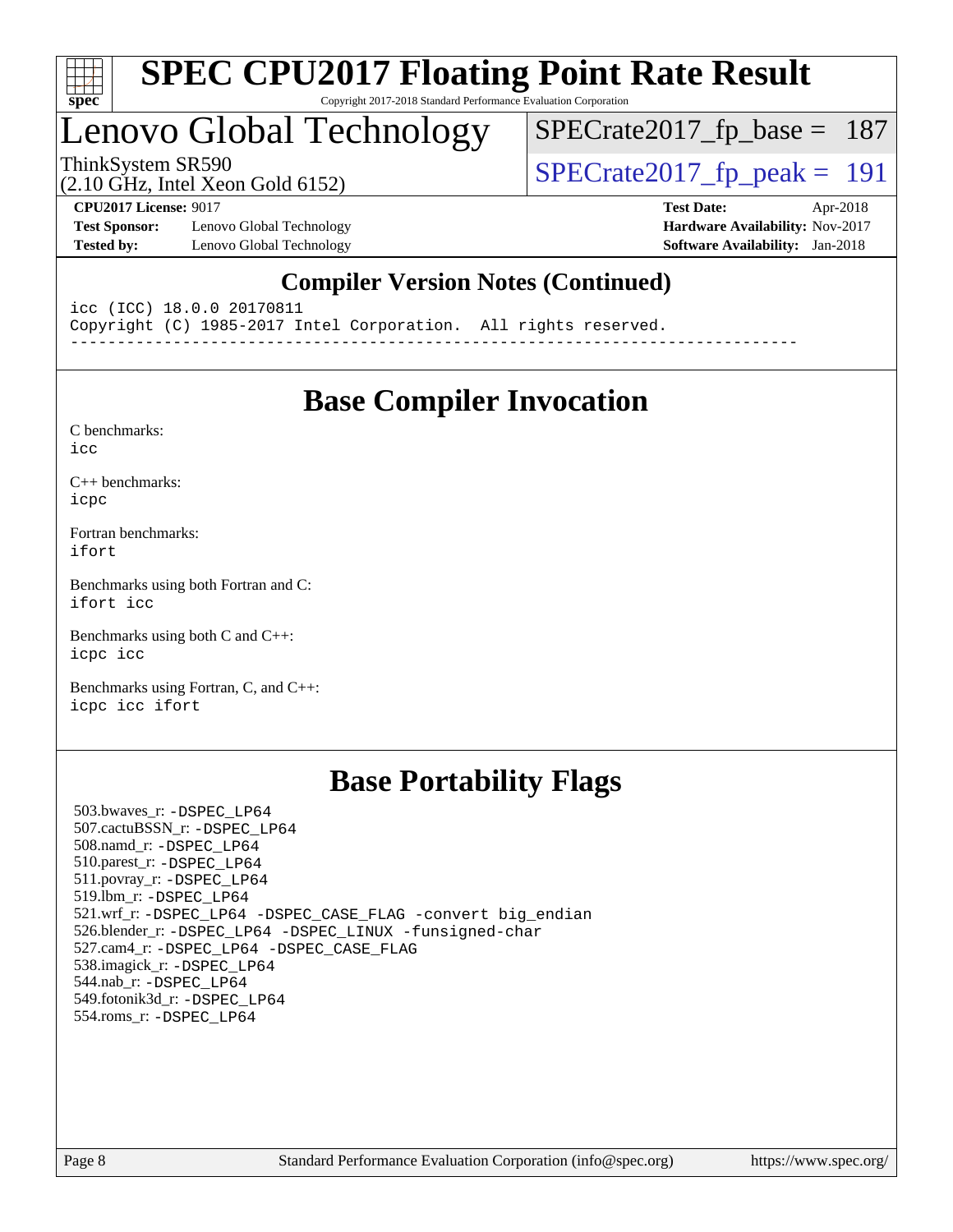## Compiler Version Notes (Continued)

```
icc (ICC) 18.0.0 20170811
Copyright (C) 1985-2017 Intel Corporation.  All rights reserved.
------------------------------------------------------------------------------
```

## Base Compiler Invocation

C benchmarks:
icc

C++ benchmarks:
icpc

Fortran benchmarks:
ifort

Benchmarks using both Fortran and C:
ifort icc

Benchmarks using both C and C++:
icpc icc

Benchmarks using Fortran, C, and C++:
icpc icc ifort

## Base Portability Flags

503.bwaves_r: -DSPEC_LP64
507.cactuBSSN_r: -DSPEC_LP64
508.namd_r: -DSPEC_LP64
510.parest_r: -DSPEC_LP64
511.povray_r: -DSPEC_LP64
519.lbm_r: -DSPEC_LP64
521.wrf_r: -DSPEC_LP64 -DSPEC_CASE_FLAG -convert big_endian
526.blender_r: -DSPEC_LP64 -DSPEC_LINUX -funsigned-char
527.cam4_r: -DSPEC_LP64 -DSPEC_CASE_FLAG
538.imagick_r: -DSPEC_LP64
544.nab_r: -DSPEC_LP64
549.fotonik3d_r: -DSPEC_LP64
554.roms_r: -DSPEC_LP64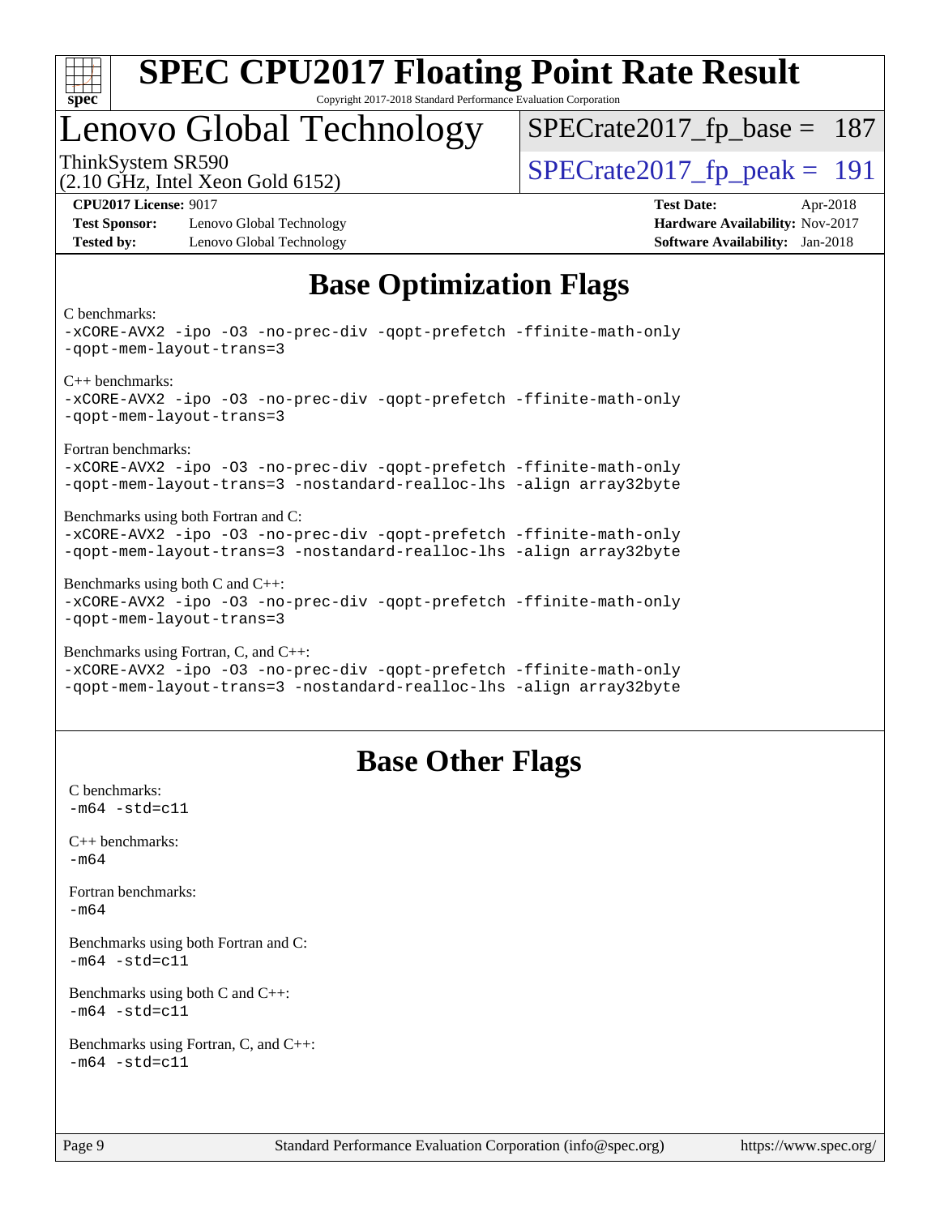# Lenovo Global Technology

ThinkSystem SR590
(2.10 GHz, Intel Xeon Gold 6152)

SPECrate2017_fp_base = 187

SPECrate2017_fp_peak = 191

**CPU2017 License:** 9017
**Test Sponsor:** Lenovo Global Technology
**Tested by:** Lenovo Global Technology

**Test Date:** Apr-2018
**Hardware Availability:** Nov-2017
**Software Availability:** Jan-2018

## Base Optimization Flags

C benchmarks:
```
-xCORE-AVX2 -ipo -O3 -no-prec-div -qopt-prefetch -ffinite-math-only
-qopt-mem-layout-trans=3
```

C++ benchmarks:
```
-xCORE-AVX2 -ipo -O3 -no-prec-div -qopt-prefetch -ffinite-math-only
-qopt-mem-layout-trans=3
```

Fortran benchmarks:
```
-xCORE-AVX2 -ipo -O3 -no-prec-div -qopt-prefetch -ffinite-math-only
-qopt-mem-layout-trans=3 -nostandard-realloc-lhs -align array32byte
```

Benchmarks using both Fortran and C:
```
-xCORE-AVX2 -ipo -O3 -no-prec-div -qopt-prefetch -ffinite-math-only
-qopt-mem-layout-trans=3 -nostandard-realloc-lhs -align array32byte
```

Benchmarks using both C and C++:
```
-xCORE-AVX2 -ipo -O3 -no-prec-div -qopt-prefetch -ffinite-math-only
-qopt-mem-layout-trans=3
```

Benchmarks using Fortran, C, and C++:
```
-xCORE-AVX2 -ipo -O3 -no-prec-div -qopt-prefetch -ffinite-math-only
-qopt-mem-layout-trans=3 -nostandard-realloc-lhs -align array32byte
```

## Base Other Flags

C benchmarks:
```
-m64 -std=c11
```

C++ benchmarks:
```
-m64
```

Fortran benchmarks:
```
-m64
```

Benchmarks using both Fortran and C:
```
-m64 -std=c11
```

Benchmarks using both C and C++:
```
-m64 -std=c11
```

Benchmarks using Fortran, C, and C++:
```
-m64 -std=c11
```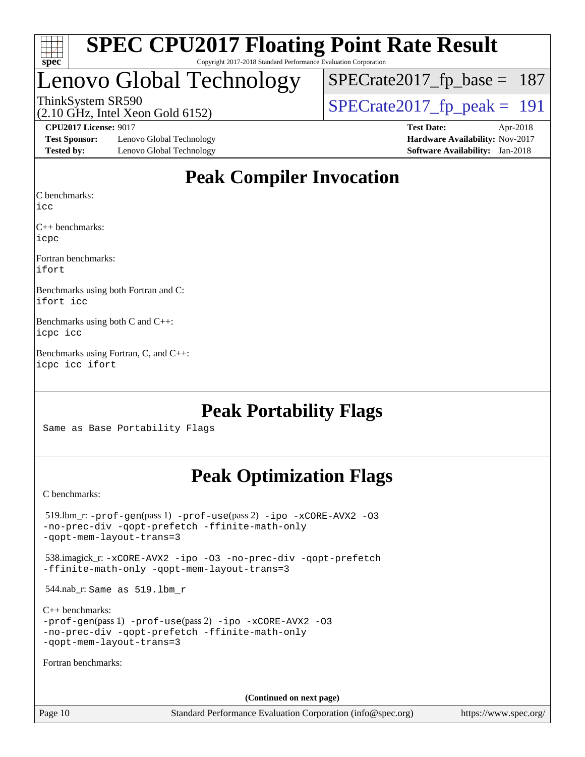# SPEC CPU2017 Floating Point Rate Result

Copyright 2017-2018 Standard Performance Evaluation Corporation

# Lenovo Global Technology

ThinkSystem SR590
(2.10 GHz, Intel Xeon Gold 6152)

SPECrate2017_fp_base = 187

SPECrate2017_fp_peak = 191

**CPU2017 License:** 9017
**Test Sponsor:** Lenovo Global Technology
**Tested by:** Lenovo Global Technology

**Test Date:** Apr-2018
**Hardware Availability:** Nov-2017
**Software Availability:** Jan-2018

## Peak Compiler Invocation

C benchmarks:
icc

C++ benchmarks:
icpc

Fortran benchmarks:
ifort

Benchmarks using both Fortran and C:
ifort icc

Benchmarks using both C and C++:
icpc icc

Benchmarks using Fortran, C, and C++:
icpc icc ifort

## Peak Portability Flags

Same as Base Portability Flags

## Peak Optimization Flags

C benchmarks:

519.lbm_r: -prof-gen(pass 1) -prof-use(pass 2) -ipo -xCORE-AVX2 -O3 -no-prec-div -qopt-prefetch -ffinite-math-only -qopt-mem-layout-trans=3

538.imagick_r: -xCORE-AVX2 -ipo -O3 -no-prec-div -qopt-prefetch -ffinite-math-only -qopt-mem-layout-trans=3

544.nab_r: Same as 519.lbm_r

C++ benchmarks:
-prof-gen(pass 1) -prof-use(pass 2) -ipo -xCORE-AVX2 -O3 -no-prec-div -qopt-prefetch -ffinite-math-only -qopt-mem-layout-trans=3

Fortran benchmarks:

**(Continued on next page)**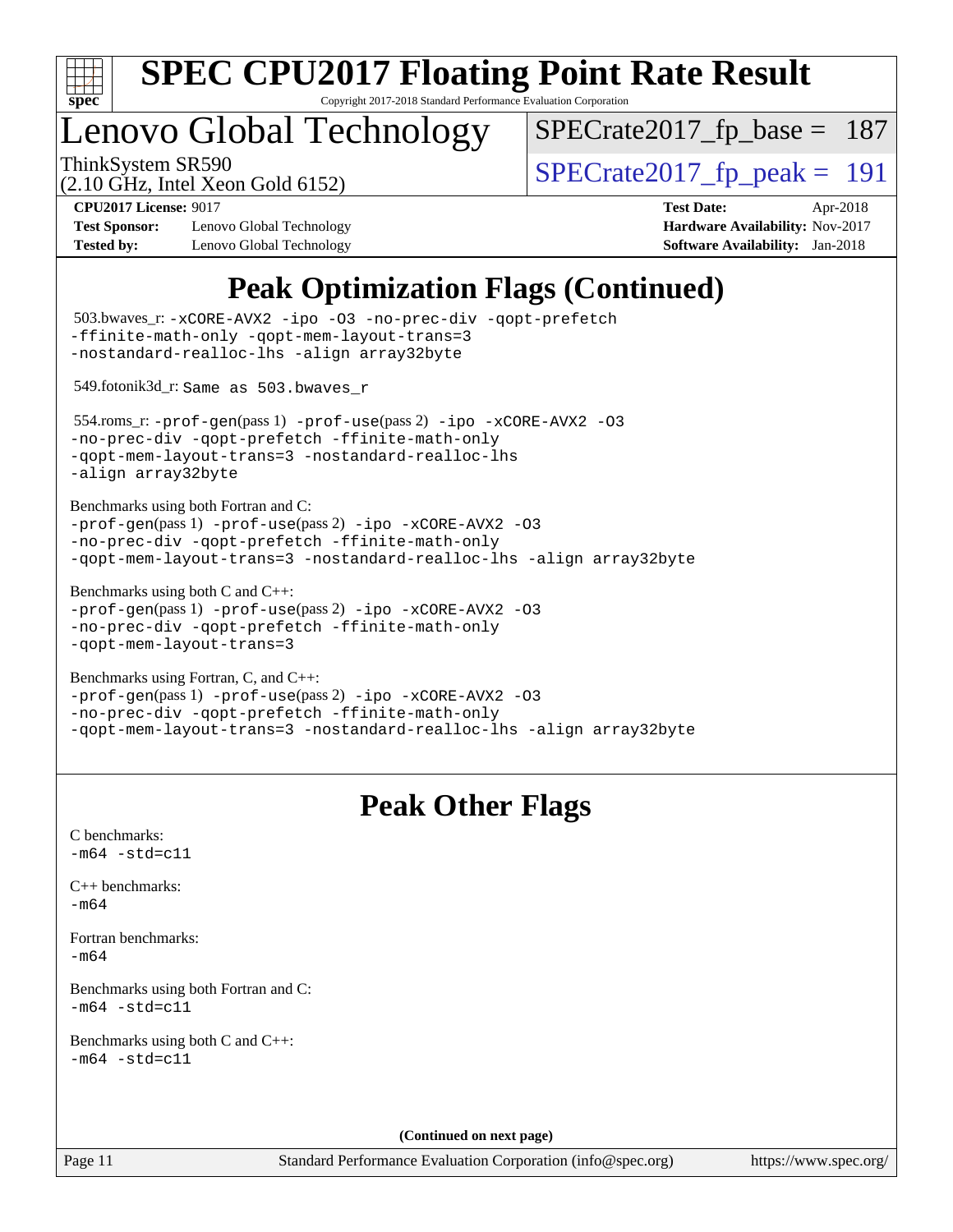# SPEC CPU2017 Floating Point Rate Result

Copyright 2017-2018 Standard Performance Evaluation Corporation

## Lenovo Global Technology

ThinkSystem SR590
(2.10 GHz, Intel Xeon Gold 6152)

SPECrate2017_fp_base = 187

SPECrate2017_fp_peak = 191

| | | | |
|---|---|---|---|
| **CPU2017 License:** | 9017 | **Test Date:** | Apr-2018 |
| **Test Sponsor:** | Lenovo Global Technology | **Hardware Availability:** | Nov-2017 |
| **Tested by:** | Lenovo Global Technology | **Software Availability:** | Jan-2018 |

## Peak Optimization Flags (Continued)

503.bwaves_r: `-xCORE-AVX2 -ipo -O3 -no-prec-div -qopt-prefetch -ffinite-math-only -qopt-mem-layout-trans=3 -nostandard-realloc-lhs -align array32byte`

549.fotonik3d_r: `Same as 503.bwaves_r`

554.roms_r: `-prof-gen`(pass 1) `-prof-use`(pass 2) `-ipo -xCORE-AVX2 -O3 -no-prec-div -qopt-prefetch -ffinite-math-only -qopt-mem-layout-trans=3 -nostandard-realloc-lhs -align array32byte`

Benchmarks using both Fortran and C:
`-prof-gen`(pass 1) `-prof-use`(pass 2) `-ipo -xCORE-AVX2 -O3 -no-prec-div -qopt-prefetch -ffinite-math-only -qopt-mem-layout-trans=3 -nostandard-realloc-lhs -align array32byte`

Benchmarks using both C and C++:
`-prof-gen`(pass 1) `-prof-use`(pass 2) `-ipo -xCORE-AVX2 -O3 -no-prec-div -qopt-prefetch -ffinite-math-only -qopt-mem-layout-trans=3`

Benchmarks using Fortran, C, and C++:
`-prof-gen`(pass 1) `-prof-use`(pass 2) `-ipo -xCORE-AVX2 -O3 -no-prec-div -qopt-prefetch -ffinite-math-only -qopt-mem-layout-trans=3 -nostandard-realloc-lhs -align array32byte`

## Peak Other Flags

C benchmarks:
`-m64 -std=c11`

C++ benchmarks:
`-m64`

Fortran benchmarks:
`-m64`

Benchmarks using both Fortran and C:
`-m64 -std=c11`

Benchmarks using both C and C++:
`-m64 -std=c11`

**(Continued on next page)**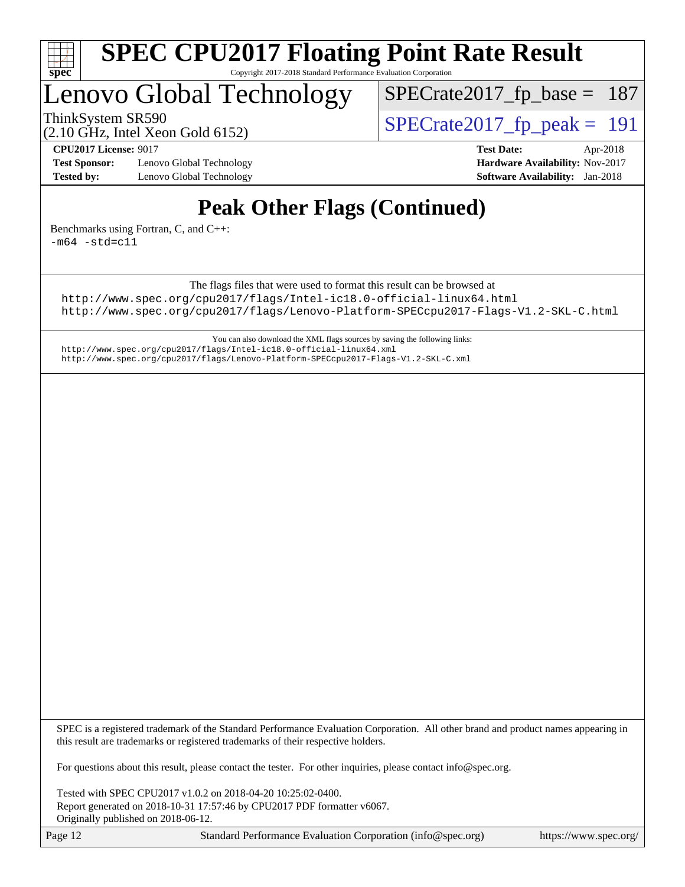# Peak Other Flags (Continued)

Benchmarks using Fortran, C, and C++:
-m64 -std=c11

The flags files that were used to format this result can be browsed at
http://www.spec.org/cpu2017/flags/Intel-ic18.0-official-linux64.html
http://www.spec.org/cpu2017/flags/Lenovo-Platform-SPECcpu2017-Flags-V1.2-SKL-C.html

You can also download the XML flags sources by saving the following links:
http://www.spec.org/cpu2017/flags/Intel-ic18.0-official-linux64.xml
http://www.spec.org/cpu2017/flags/Lenovo-Platform-SPECcpu2017-Flags-V1.2-SKL-C.xml

SPEC is a registered trademark of the Standard Performance Evaluation Corporation. All other brand and product names appearing in this result are trademarks or registered trademarks of their respective holders.

For questions about this result, please contact the tester. For other inquiries, please contact info@spec.org.

Tested with SPEC CPU2017 v1.0.2 on 2018-04-20 10:25:02-0400.
Report generated on 2018-10-31 17:57:46 by CPU2017 PDF formatter v6067.
Originally published on 2018-06-12.